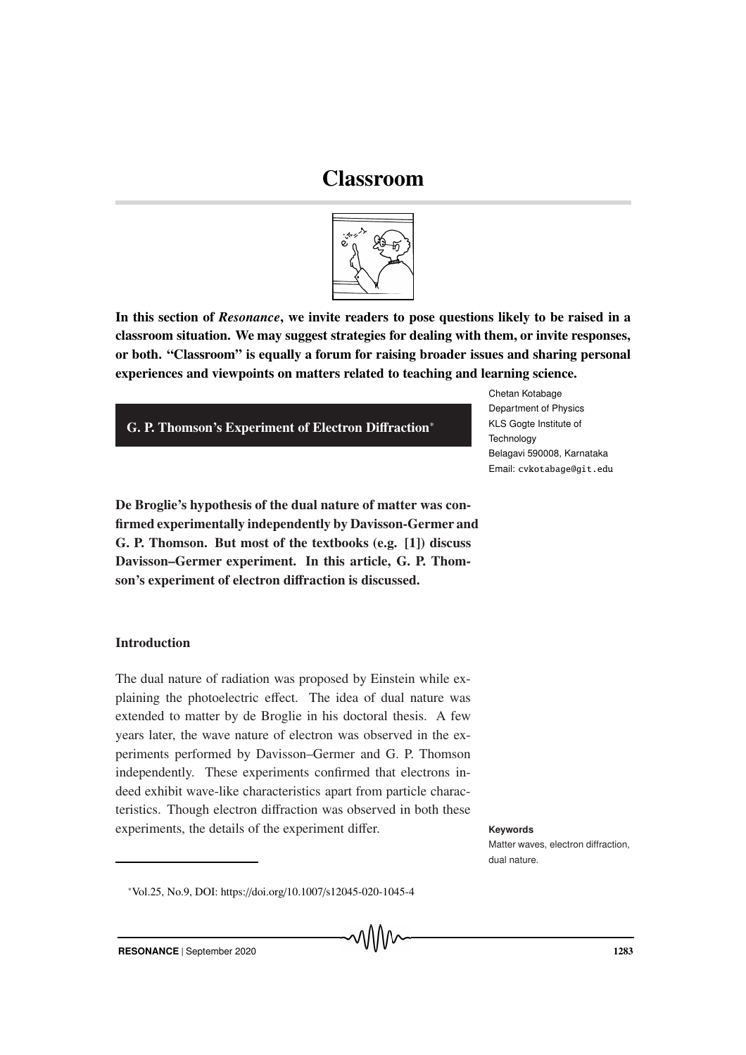# Classroom

**In this section of *Resonance*, we invite readers to pose questions likely to be raised in a classroom situation. We may suggest strategies for dealing with them, or invite responses, or both. "Classroom" is equally a forum for raising broader issues and sharing personal experiences and viewpoints on matters related to teaching and learning science.**

## G. P. Thomson's Experiment of Electron Diffraction*

Chetan Kotabage
Department of Physics
KLS Gogte Institute of Technology
Belagavi 590008, Karnataka
Email: cvkotabage@git.edu

**De Broglie's hypothesis of the dual nature of matter was confirmed experimentally independently by Davisson-Germer and G. P. Thomson. But most of the textbooks (e.g. [1]) discuss Davisson–Germer experiment. In this article, G. P. Thomson's experiment of electron diffraction is discussed.**

### Introduction

The dual nature of radiation was proposed by Einstein while explaining the photoelectric effect. The idea of dual nature was extended to matter by de Broglie in his doctoral thesis. A few years later, the wave nature of electron was observed in the experiments performed by Davisson–Germer and G. P. Thomson independently. These experiments confirmed that electrons indeed exhibit wave-like characteristics apart from particle characteristics. Though electron diffraction was observed in both these experiments, the details of the experiment differ.

**Keywords**
Matter waves, electron diffraction, dual nature.

*Vol.25, No.9, DOI: https://doi.org/10.1007/s12045-020-1045-4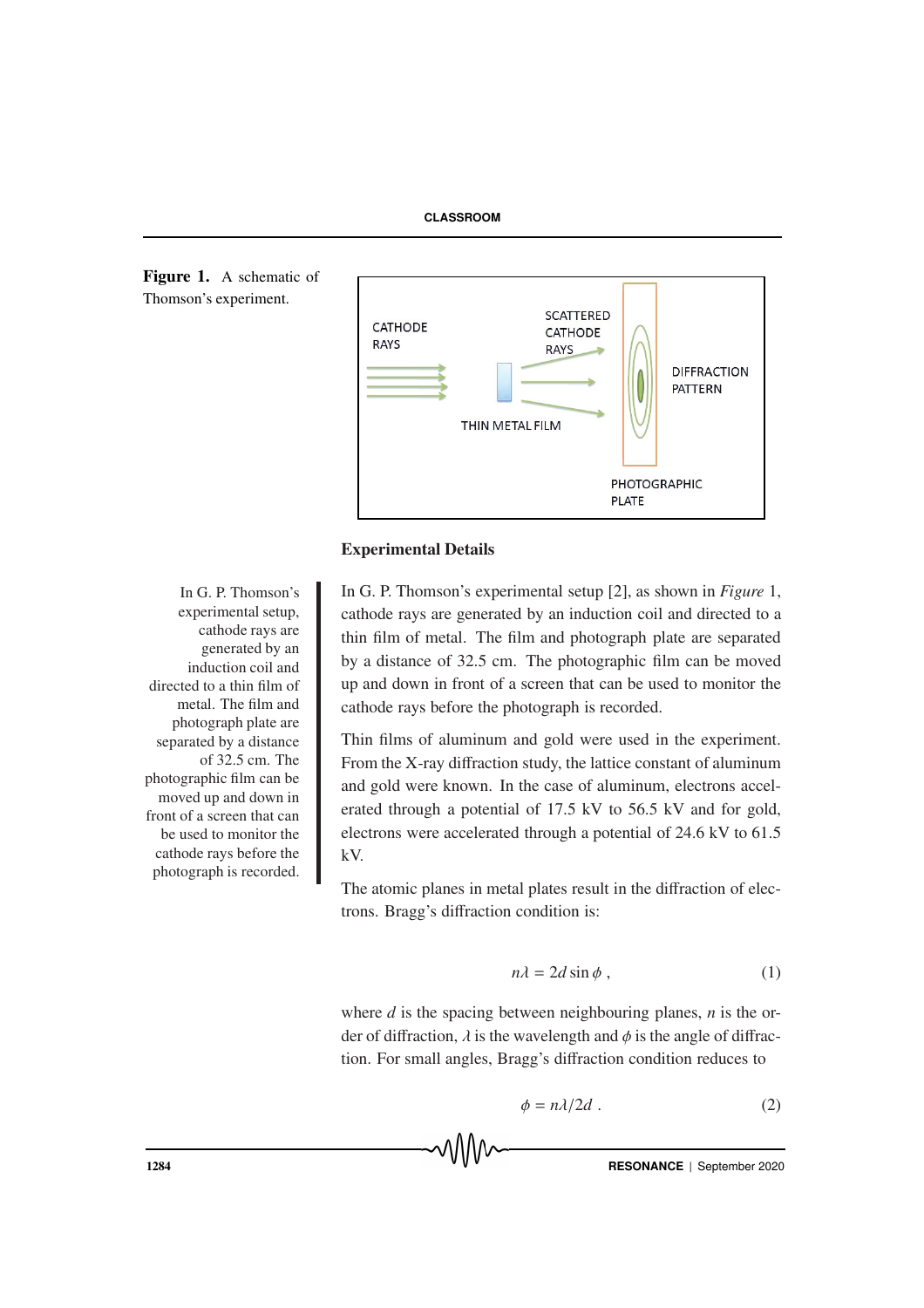**Figure 1.** A schematic of Thomson's experiment.

### Experimental Details

In G. P. Thomson's experimental setup [2], as shown in *Figure* 1, cathode rays are generated by an induction coil and directed to a thin film of metal. The film and photograph plate are separated by a distance of 32.5 cm. The photographic film can be moved up and down in front of a screen that can be used to monitor the cathode rays before the photograph is recorded.

Thin films of aluminum and gold were used in the experiment. From the X-ray diffraction study, the lattice constant of aluminum and gold were known. In the case of aluminum, electrons accelerated through a potential of 17.5 kV to 56.5 kV and for gold, electrons were accelerated through a potential of 24.6 kV to 61.5 kV.

The atomic planes in metal plates result in the diffraction of electrons. Bragg's diffraction condition is:

$$n\lambda = 2d \sin \phi \ , \tag{1}$$

where $d$ is the spacing between neighbouring planes, $n$ is the order of diffraction, $\lambda$ is the wavelength and $\phi$ is the angle of diffraction. For small angles, Bragg's diffraction condition reduces to

$$\phi = n\lambda/2d \ . \tag{2}$$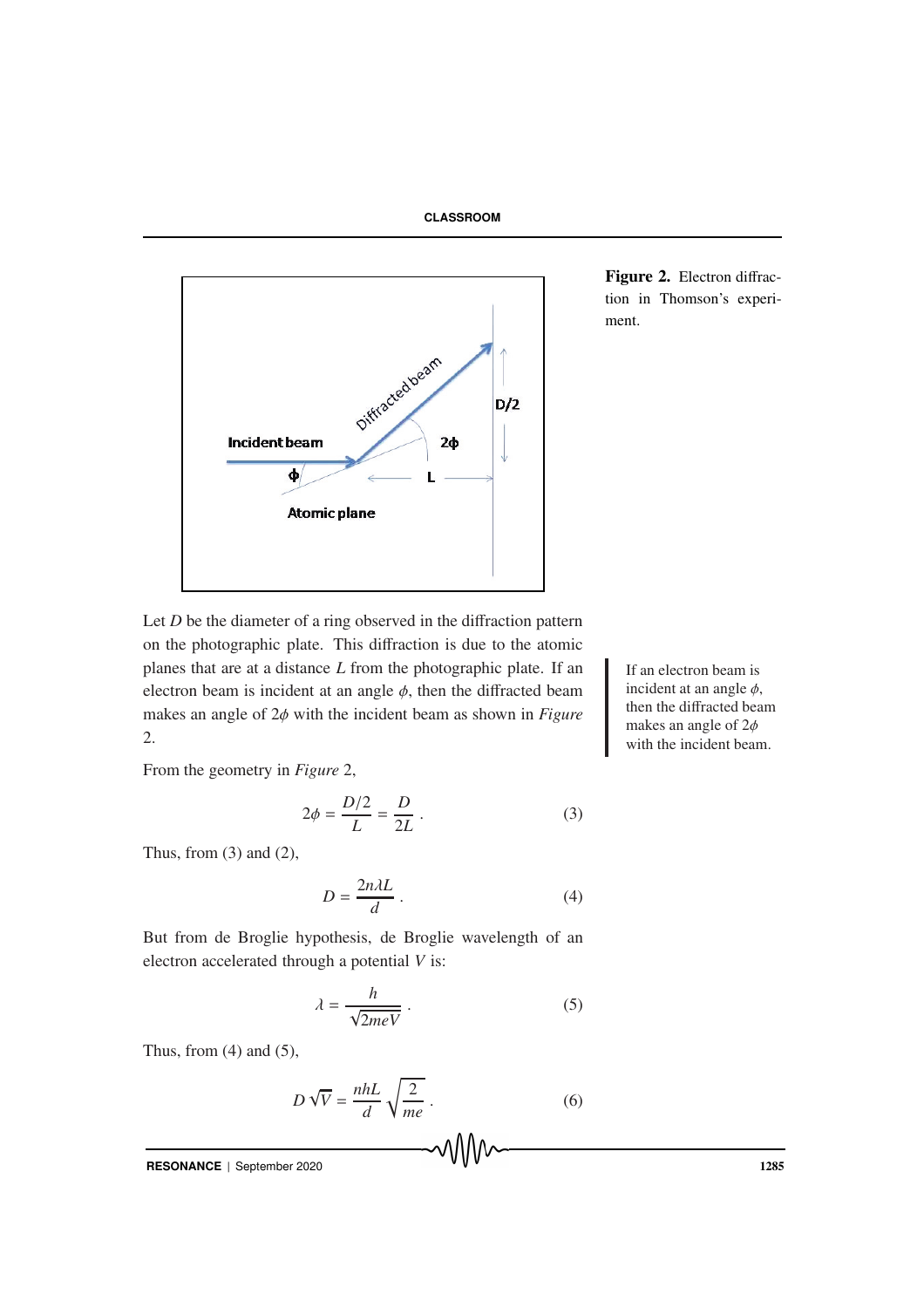Figure 2. Electron diffraction in Thomson's experiment.

Let $D$ be the diameter of a ring observed in the diffraction pattern on the photographic plate. This diffraction is due to the atomic planes that are at a distance $L$ from the photographic plate. If an electron beam is incident at an angle $\phi$, then the diffracted beam makes an angle of $2\phi$ with the incident beam as shown in *Figure* 2.

If an electron beam is incident at an angle $\phi$, then the diffracted beam makes an angle of $2\phi$ with the incident beam.

From the geometry in *Figure* 2,

$$2\phi = \frac{D/2}{L} = \frac{D}{2L} . \tag{3}$$

Thus, from (3) and (2),

$$D = \frac{2n\lambda L}{d} . \tag{4}$$

But from de Broglie hypothesis, de Broglie wavelength of an electron accelerated through a potential $V$ is:

$$\lambda = \frac{h}{\sqrt{2meV}} . \tag{5}$$

Thus, from (4) and (5),

$$D\sqrt{V} = \frac{nhL}{d}\sqrt{\frac{2}{me}} . \tag{6}$$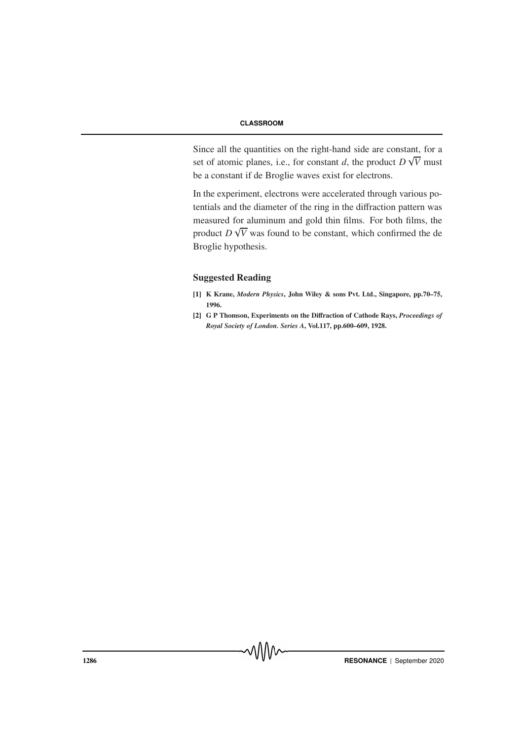Since all the quantities on the right-hand side are constant, for a set of atomic planes, i.e., for constant $d$, the product $D\sqrt{V}$ must be a constant if de Broglie waves exist for electrons.

In the experiment, electrons were accelerated through various potentials and the diameter of the ring in the diffraction pattern was measured for aluminum and gold thin films. For both films, the product $D\sqrt{V}$ was found to be constant, which confirmed the de Broglie hypothesis.

## Suggested Reading

**[1] K Krane, *Modern Physics*, John Wiley & sons Pvt. Ltd., Singapore, pp.70–75, 1996.**

**[2] G P Thomson, Experiments on the Diffraction of Cathode Rays, *Proceedings of Royal Society of London. Series A*, Vol.117, pp.600–609, 1928.**